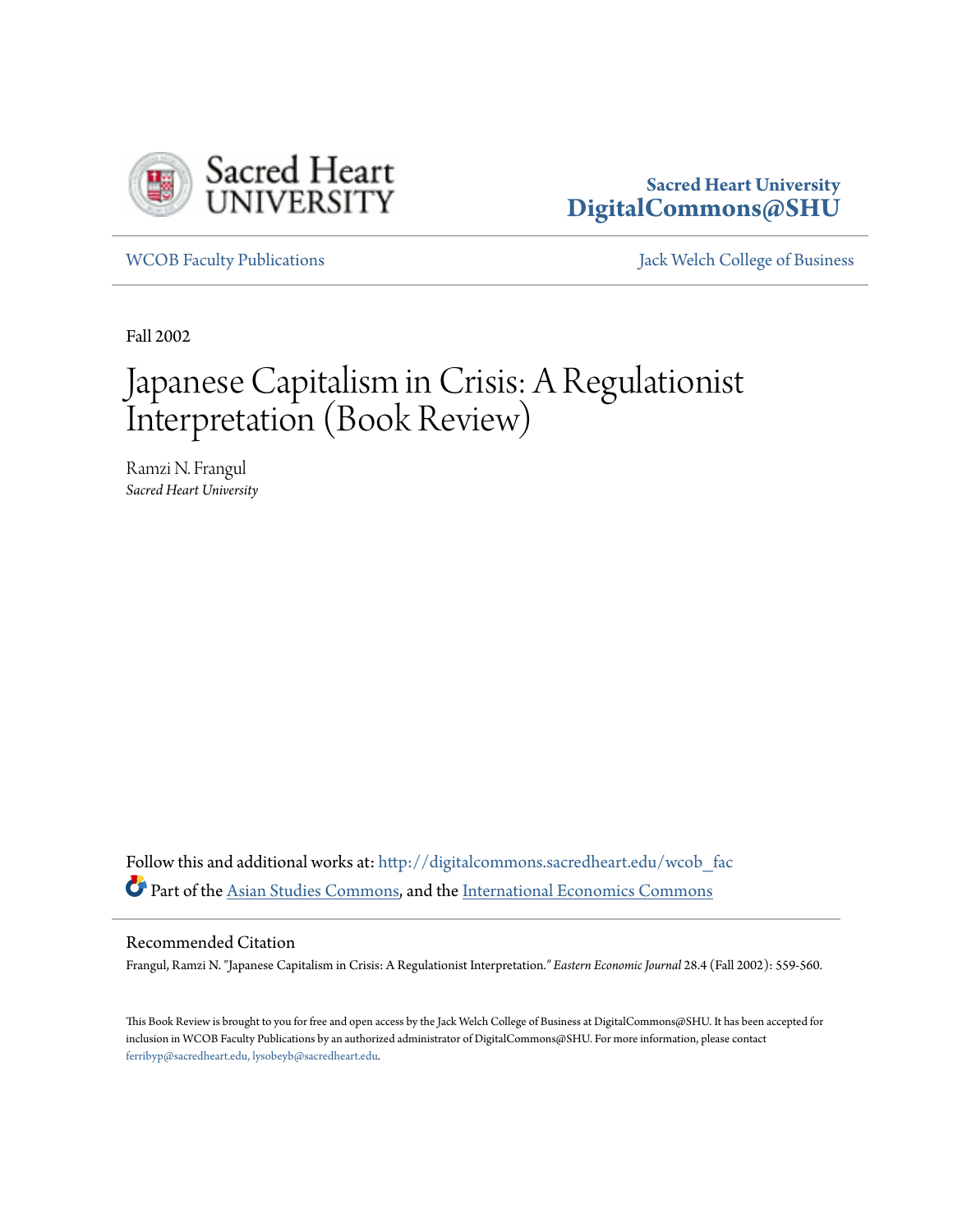Sacred Heart University
DigitalCommons@SHU

WCOB Faculty Publications

Jack Welch College of Business

Fall 2002

# Japanese Capitalism in Crisis: A Regulationist Interpretation (Book Review)

Ramzi N. Frangul
*Sacred Heart University*

Follow this and additional works at: http://digitalcommons.sacredheart.edu/wcob_fac
Part of the Asian Studies Commons, and the International Economics Commons

## Recommended Citation

Frangul, Ramzi N. "Japanese Capitalism in Crisis: A Regulationist Interpretation." *Eastern Economic Journal* 28.4 (Fall 2002): 559-560.

This Book Review is brought to you for free and open access by the Jack Welch College of Business at DigitalCommons@SHU. It has been accepted for inclusion in WCOB Faculty Publications by an authorized administrator of DigitalCommons@SHU. For more information, please contact ferribyp@sacredheart.edu, lysobeyb@sacredheart.edu.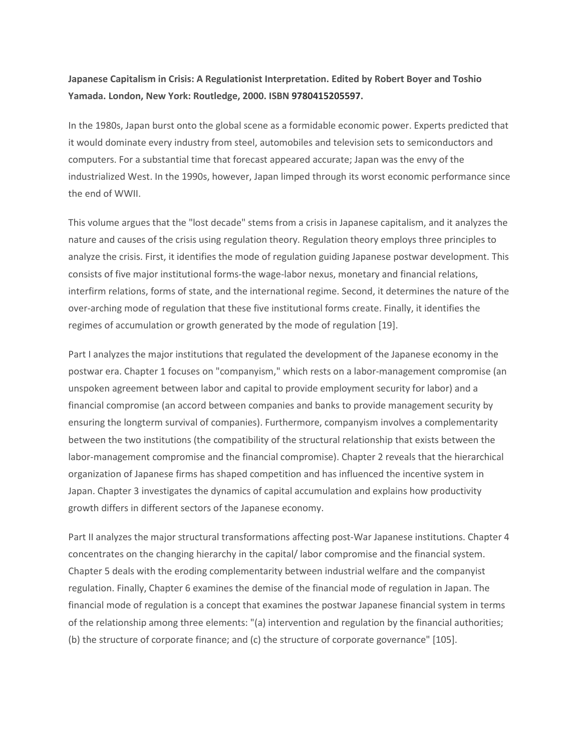**Japanese Capitalism in Crisis: A Regulationist Interpretation. Edited by Robert Boyer and Toshio Yamada. London, New York: Routledge, 2000. ISBN 9780415205597.**

In the 1980s, Japan burst onto the global scene as a formidable economic power. Experts predicted that it would dominate every industry from steel, automobiles and television sets to semiconductors and computers. For a substantial time that forecast appeared accurate; Japan was the envy of the industrialized West. In the 1990s, however, Japan limped through its worst economic performance since the end of WWII.

This volume argues that the "lost decade" stems from a crisis in Japanese capitalism, and it analyzes the nature and causes of the crisis using regulation theory. Regulation theory employs three principles to analyze the crisis. First, it identifies the mode of regulation guiding Japanese postwar development. This consists of five major institutional forms-the wage-labor nexus, monetary and financial relations, interfirm relations, forms of state, and the international regime. Second, it determines the nature of the over-arching mode of regulation that these five institutional forms create. Finally, it identifies the regimes of accumulation or growth generated by the mode of regulation [19].

Part I analyzes the major institutions that regulated the development of the Japanese economy in the postwar era. Chapter 1 focuses on "companyism," which rests on a labor-management compromise (an unspoken agreement between labor and capital to provide employment security for labor) and a financial compromise (an accord between companies and banks to provide management security by ensuring the longterm survival of companies). Furthermore, companyism involves a complementarity between the two institutions (the compatibility of the structural relationship that exists between the labor-management compromise and the financial compromise). Chapter 2 reveals that the hierarchical organization of Japanese firms has shaped competition and has influenced the incentive system in Japan. Chapter 3 investigates the dynamics of capital accumulation and explains how productivity growth differs in different sectors of the Japanese economy.

Part II analyzes the major structural transformations affecting post-War Japanese institutions. Chapter 4 concentrates on the changing hierarchy in the capital/ labor compromise and the financial system. Chapter 5 deals with the eroding complementarity between industrial welfare and the companyist regulation. Finally, Chapter 6 examines the demise of the financial mode of regulation in Japan. The financial mode of regulation is a concept that examines the postwar Japanese financial system in terms of the relationship among three elements: "(a) intervention and regulation by the financial authorities; (b) the structure of corporate finance; and (c) the structure of corporate governance" [105].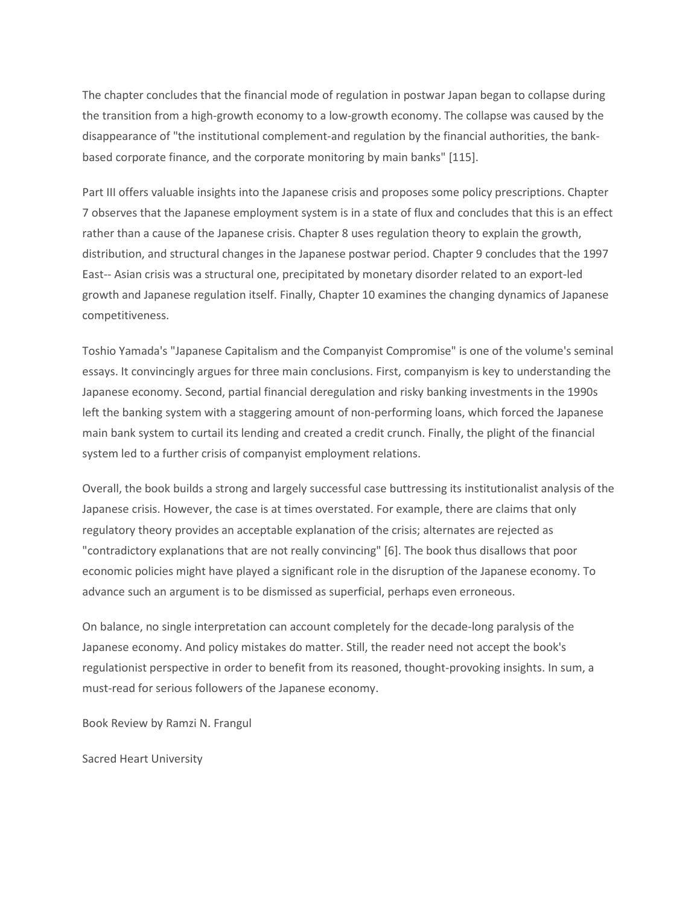The chapter concludes that the financial mode of regulation in postwar Japan began to collapse during the transition from a high-growth economy to a low-growth economy. The collapse was caused by the disappearance of "the institutional complement-and regulation by the financial authorities, the bank-based corporate finance, and the corporate monitoring by main banks" [115].

Part III offers valuable insights into the Japanese crisis and proposes some policy prescriptions. Chapter 7 observes that the Japanese employment system is in a state of flux and concludes that this is an effect rather than a cause of the Japanese crisis. Chapter 8 uses regulation theory to explain the growth, distribution, and structural changes in the Japanese postwar period. Chapter 9 concludes that the 1997 East-- Asian crisis was a structural one, precipitated by monetary disorder related to an export-led growth and Japanese regulation itself. Finally, Chapter 10 examines the changing dynamics of Japanese competitiveness.

Toshio Yamada's "Japanese Capitalism and the Companyist Compromise" is one of the volume's seminal essays. It convincingly argues for three main conclusions. First, companyism is key to understanding the Japanese economy. Second, partial financial deregulation and risky banking investments in the 1990s left the banking system with a staggering amount of non-performing loans, which forced the Japanese main bank system to curtail its lending and created a credit crunch. Finally, the plight of the financial system led to a further crisis of companyist employment relations.

Overall, the book builds a strong and largely successful case buttressing its institutionalist analysis of the Japanese crisis. However, the case is at times overstated. For example, there are claims that only regulatory theory provides an acceptable explanation of the crisis; alternates are rejected as "contradictory explanations that are not really convincing" [6]. The book thus disallows that poor economic policies might have played a significant role in the disruption of the Japanese economy. To advance such an argument is to be dismissed as superficial, perhaps even erroneous.

On balance, no single interpretation can account completely for the decade-long paralysis of the Japanese economy. And policy mistakes do matter. Still, the reader need not accept the book's regulationist perspective in order to benefit from its reasoned, thought-provoking insights. In sum, a must-read for serious followers of the Japanese economy.

Book Review by Ramzi N. Frangul

Sacred Heart University